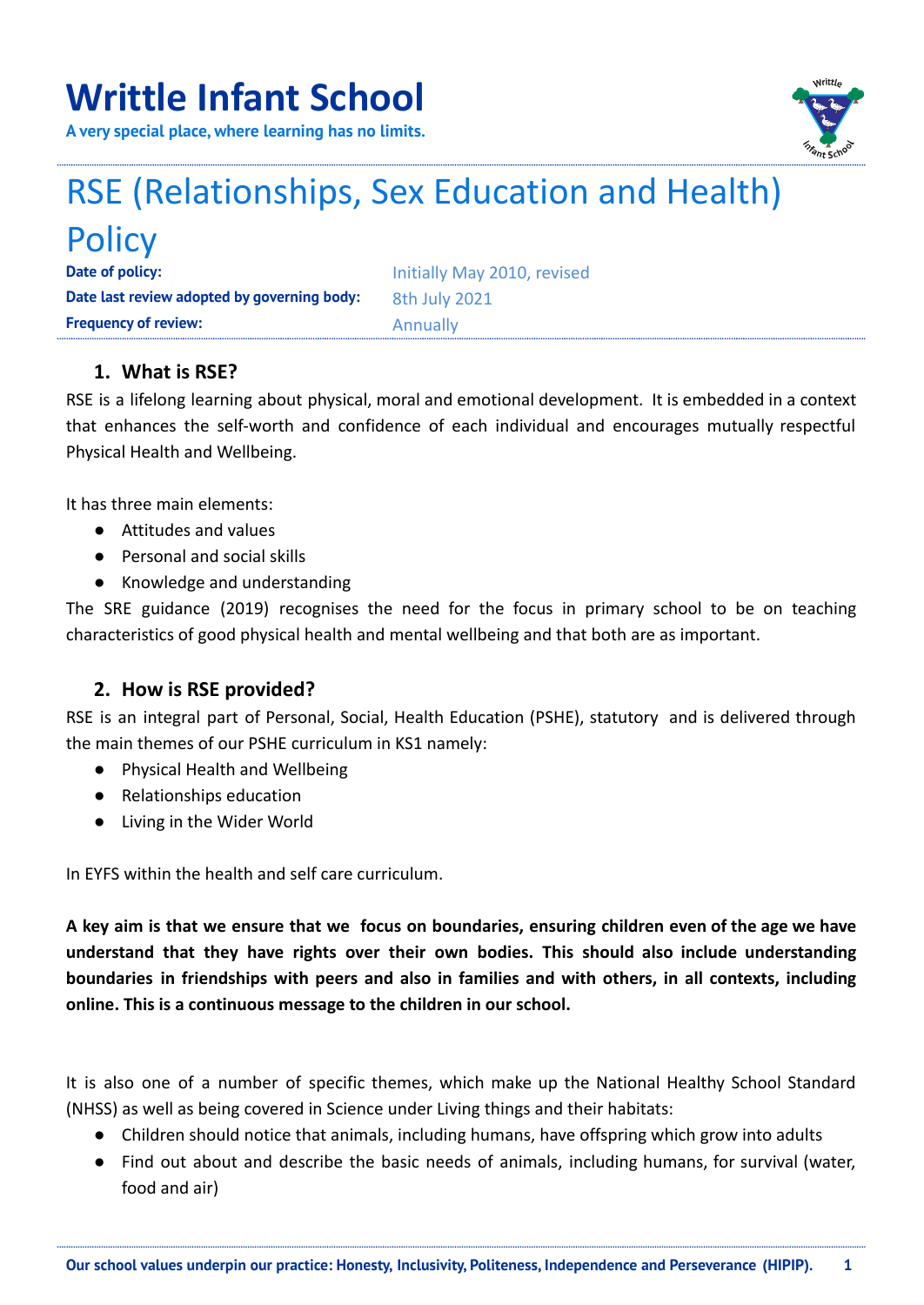# Writtle Infant School

**A very special place, where learning has no limits.**

# RSE (Relationships, Sex Education and Health) Policy

| | |
|---|---|
| **Date of policy:** | Initially May 2010, revised |
| **Date last review adopted by governing body:** | 8th July 2021 |
| **Frequency of review:** | Annually |

## 1. What is RSE?

RSE is a lifelong learning about physical, moral and emotional development. It is embedded in a context that enhances the self-worth and confidence of each individual and encourages mutually respectful Physical Health and Wellbeing.

It has three main elements:

- Attitudes and values
- Personal and social skills
- Knowledge and understanding

The SRE guidance (2019) recognises the need for the focus in primary school to be on teaching characteristics of good physical health and mental wellbeing and that both are as important.

## 2. How is RSE provided?

RSE is an integral part of Personal, Social, Health Education (PSHE), statutory and is delivered through the main themes of our PSHE curriculum in KS1 namely:

- Physical Health and Wellbeing
- Relationships education
- Living in the Wider World

In EYFS within the health and self care curriculum.

**A key aim is that we ensure that we focus on boundaries, ensuring children even of the age we have understand that they have rights over their own bodies. This should also include understanding boundaries in friendships with peers and also in families and with others, in all contexts, including online. This is a continuous message to the children in our school.**

It is also one of a number of specific themes, which make up the National Healthy School Standard (NHSS) as well as being covered in Science under Living things and their habitats:

- Children should notice that animals, including humans, have offspring which grow into adults
- Find out about and describe the basic needs of animals, including humans, for survival (water, food and air)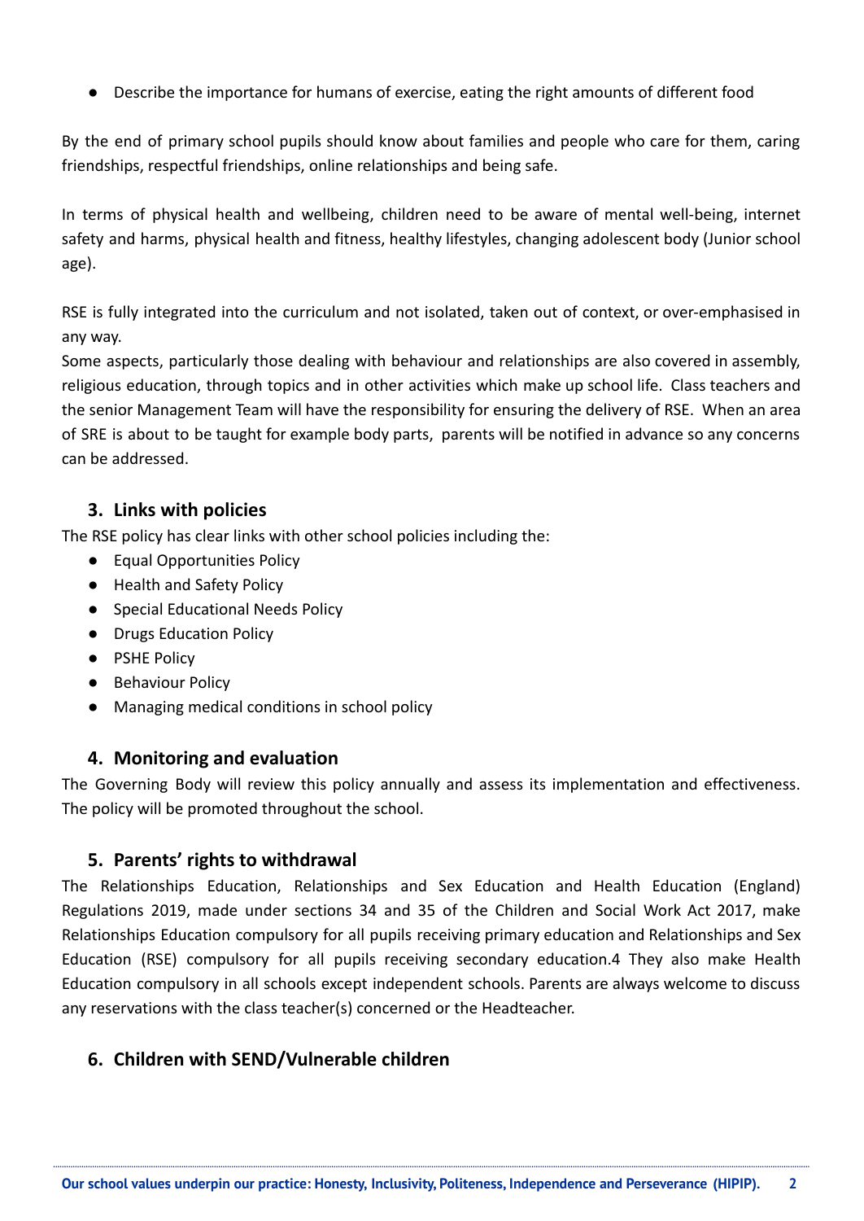- Describe the importance for humans of exercise, eating the right amounts of different food

By the end of primary school pupils should know about families and people who care for them, caring friendships, respectful friendships, online relationships and being safe.

In terms of physical health and wellbeing, children need to be aware of mental well-being, internet safety and harms, physical health and fitness, healthy lifestyles, changing adolescent body (Junior school age).

RSE is fully integrated into the curriculum and not isolated, taken out of context, or over-emphasised in any way.
Some aspects, particularly those dealing with behaviour and relationships are also covered in assembly, religious education, through topics and in other activities which make up school life. Class teachers and the senior Management Team will have the responsibility for ensuring the delivery of RSE. When an area of SRE is about to be taught for example body parts, parents will be notified in advance so any concerns can be addressed.

## 3. Links with policies

The RSE policy has clear links with other school policies including the:

- Equal Opportunities Policy
- Health and Safety Policy
- Special Educational Needs Policy
- Drugs Education Policy
- PSHE Policy
- Behaviour Policy
- Managing medical conditions in school policy

## 4. Monitoring and evaluation

The Governing Body will review this policy annually and assess its implementation and effectiveness. The policy will be promoted throughout the school.

## 5. Parents' rights to withdrawal

The Relationships Education, Relationships and Sex Education and Health Education (England) Regulations 2019, made under sections 34 and 35 of the Children and Social Work Act 2017, make Relationships Education compulsory for all pupils receiving primary education and Relationships and Sex Education (RSE) compulsory for all pupils receiving secondary education.4 They also make Health Education compulsory in all schools except independent schools. Parents are always welcome to discuss any reservations with the class teacher(s) concerned or the Headteacher.

## 6. Children with SEND/Vulnerable children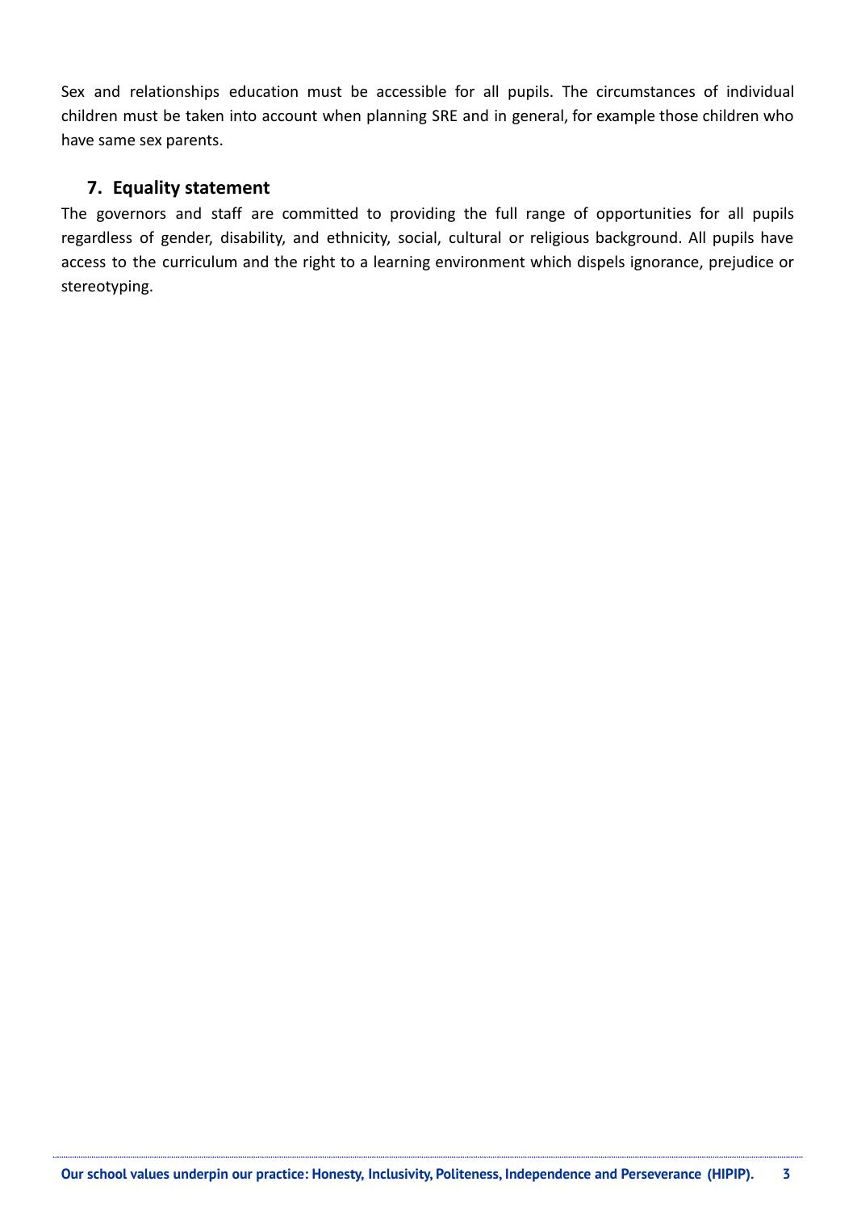Sex and relationships education must be accessible for all pupils. The circumstances of individual children must be taken into account when planning SRE and in general, for example those children who have same sex parents.

## 7. Equality statement

The governors and staff are committed to providing the full range of opportunities for all pupils regardless of gender, disability, and ethnicity, social, cultural or religious background. All pupils have access to the curriculum and the right to a learning environment which dispels ignorance, prejudice or stereotyping.